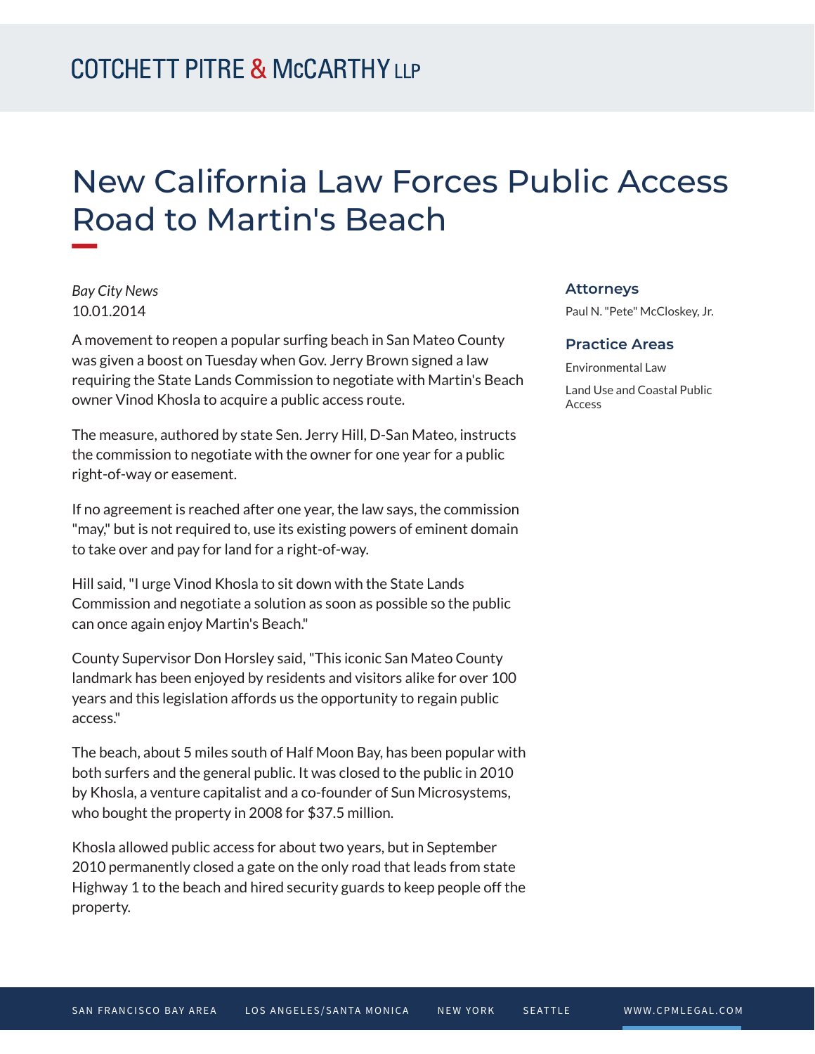# New California Law Forces Public Access Road to Martin's Beach

*Bay City News*
10.01.2014

A movement to reopen a popular surfing beach in San Mateo County was given a boost on Tuesday when Gov. Jerry Brown signed a law requiring the State Lands Commission to negotiate with Martin's Beach owner Vinod Khosla to acquire a public access route.

The measure, authored by state Sen. Jerry Hill, D-San Mateo, instructs the commission to negotiate with the owner for one year for a public right-of-way or easement.

If no agreement is reached after one year, the law says, the commission "may," but is not required to, use its existing powers of eminent domain to take over and pay for land for a right-of-way.

Hill said, "I urge Vinod Khosla to sit down with the State Lands Commission and negotiate a solution as soon as possible so the public can once again enjoy Martin's Beach."

County Supervisor Don Horsley said, "This iconic San Mateo County landmark has been enjoyed by residents and visitors alike for over 100 years and this legislation affords us the opportunity to regain public access."

The beach, about 5 miles south of Half Moon Bay, has been popular with both surfers and the general public. It was closed to the public in 2010 by Khosla, a venture capitalist and a co-founder of Sun Microsystems, who bought the property in 2008 for $37.5 million.

Khosla allowed public access for about two years, but in September 2010 permanently closed a gate on the only road that leads from state Highway 1 to the beach and hired security guards to keep people off the property.

### Attorneys

Paul N. "Pete" McCloskey, Jr.

### Practice Areas

Environmental Law

Land Use and Coastal Public Access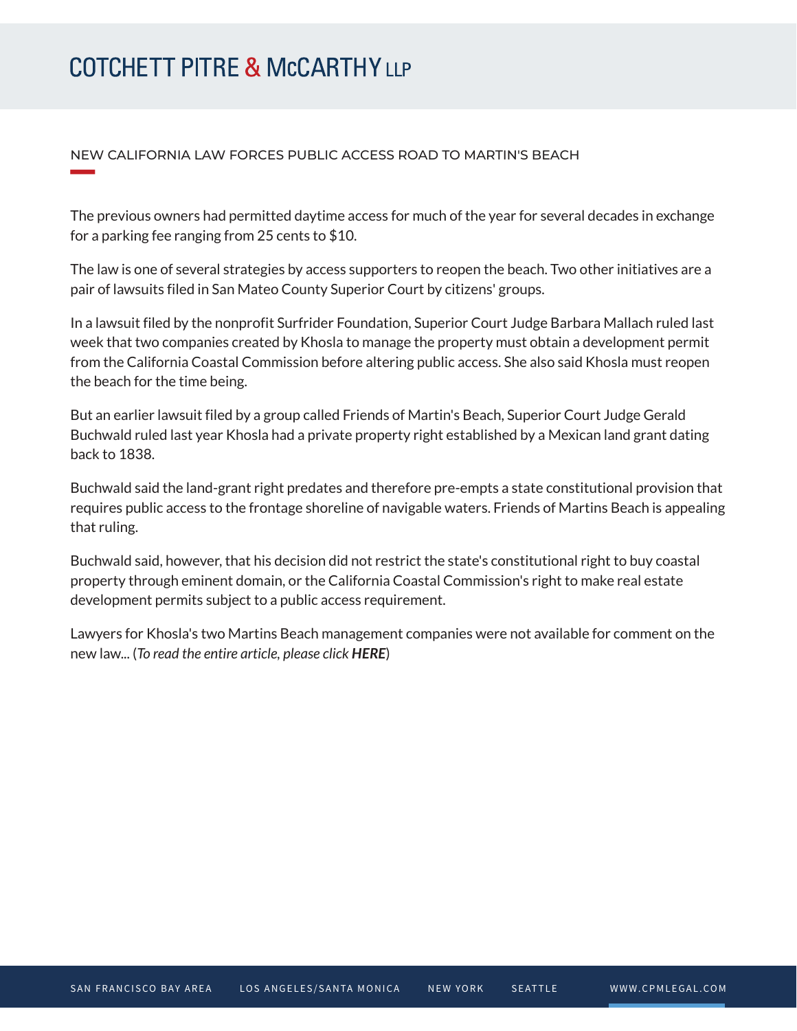NEW CALIFORNIA LAW FORCES PUBLIC ACCESS ROAD TO MARTIN'S BEACH

The previous owners had permitted daytime access for much of the year for several decades in exchange for a parking fee ranging from 25 cents to $10.

The law is one of several strategies by access supporters to reopen the beach. Two other initiatives are a pair of lawsuits filed in San Mateo County Superior Court by citizens' groups.

In a lawsuit filed by the nonprofit Surfrider Foundation, Superior Court Judge Barbara Mallach ruled last week that two companies created by Khosla to manage the property must obtain a development permit from the California Coastal Commission before altering public access. She also said Khosla must reopen the beach for the time being.

But an earlier lawsuit filed by a group called Friends of Martin's Beach, Superior Court Judge Gerald Buchwald ruled last year Khosla had a private property right established by a Mexican land grant dating back to 1838.

Buchwald said the land-grant right predates and therefore pre-empts a state constitutional provision that requires public access to the frontage shoreline of navigable waters. Friends of Martins Beach is appealing that ruling.

Buchwald said, however, that his decision did not restrict the state's constitutional right to buy coastal property through eminent domain, or the California Coastal Commission's right to make real estate development permits subject to a public access requirement.

Lawyers for Khosla's two Martins Beach management companies were not available for comment on the new law... (*To read the entire article, please click **HERE***)